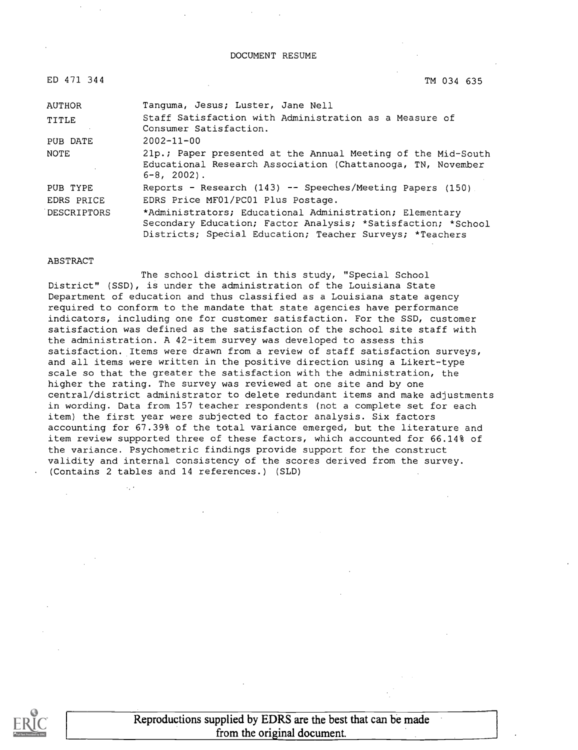DOCUMENT RESUME

ED 471 344 TM 034 635

| | |
|---|---|
| AUTHOR | Tanguma, Jesus; Luster, Jane Nell |
| TITLE | Staff Satisfaction with Administration as a Measure of Consumer Satisfaction. |
| PUB DATE | 2002-11-00 |
| NOTE | 21p.; Paper presented at the Annual Meeting of the Mid-South Educational Research Association (Chattanooga, TN, November 6-8, 2002). |
| PUB TYPE | Reports - Research (143) -- Speeches/Meeting Papers (150) |
| EDRS PRICE | EDRS Price MF01/PC01 Plus Postage. |
| DESCRIPTORS | *Administrators; Educational Administration; Elementary Secondary Education; Factor Analysis; *Satisfaction; *School Districts; Special Education; Teacher Surveys; *Teachers |

ABSTRACT

The school district in this study, "Special School District" (SSD), is under the administration of the Louisiana State Department of education and thus classified as a Louisiana state agency required to conform to the mandate that state agencies have performance indicators, including one for customer satisfaction. For the SSD, customer satisfaction was defined as the satisfaction of the school site staff with the administration. A 42-item survey was developed to assess this satisfaction. Items were drawn from a review of staff satisfaction surveys, and all items were written in the positive direction using a Likert-type scale so that the greater the satisfaction with the administration, the higher the rating. The survey was reviewed at one site and by one central/district administrator to delete redundant items and make adjustments in wording. Data from 157 teacher respondents (not a complete set for each item) the first year were subjected to factor analysis. Six factors accounting for 67.39% of the total variance emerged, but the literature and item review supported three of these factors, which accounted for 66.14% of the variance. Psychometric findings provide support for the construct validity and internal consistency of the scores derived from the survey. (Contains 2 tables and 14 references.) (SLD)

Reproductions supplied by EDRS are the best that can be made from the original document.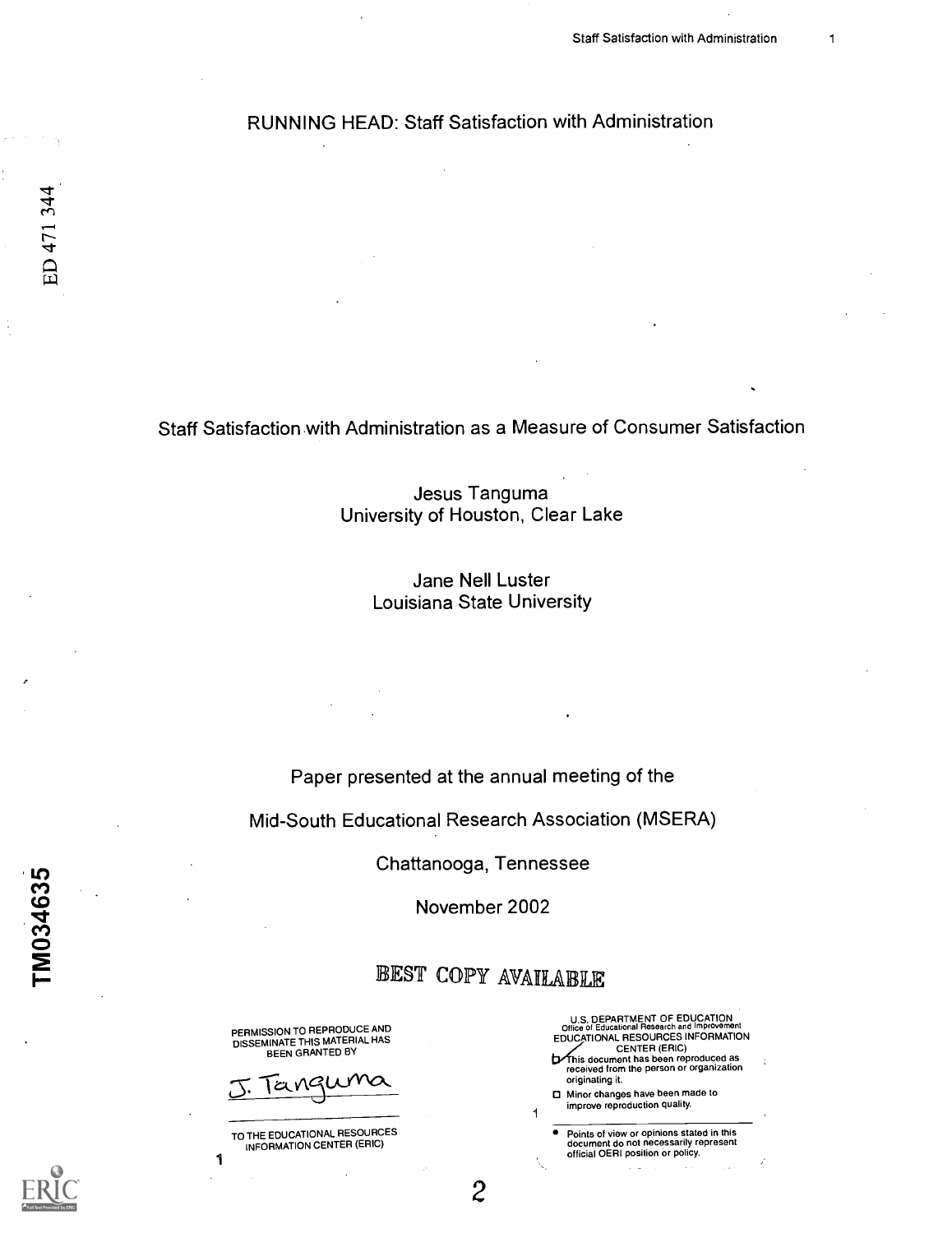RUNNING HEAD: Staff Satisfaction with Administration

ED 471 344

# Staff Satisfaction with Administration as a Measure of Consumer Satisfaction

Jesus Tanguma
University of Houston, Clear Lake

Jane Nell Luster
Louisiana State University

Paper presented at the annual meeting of the

Mid-South Educational Research Association (MSERA)

Chattanooga, Tennessee

November 2002

TM034635

BEST COPY AVAILABLE

PERMISSION TO REPRODUCE AND DISSEMINATE THIS MATERIAL HAS BEEN GRANTED BY

J. Tanguma

TO THE EDUCATIONAL RESOURCES INFORMATION CENTER (ERIC)

U.S. DEPARTMENT OF EDUCATION
Office of Educational Research and Improvement
EDUCATIONAL RESOURCES INFORMATION CENTER (ERIC)

- This document has been reproduced as received from the person or organization originating it.
- Minor changes have been made to improve reproduction quality.

- Points of view or opinions stated in this document do not necessarily represent official OERI position or policy.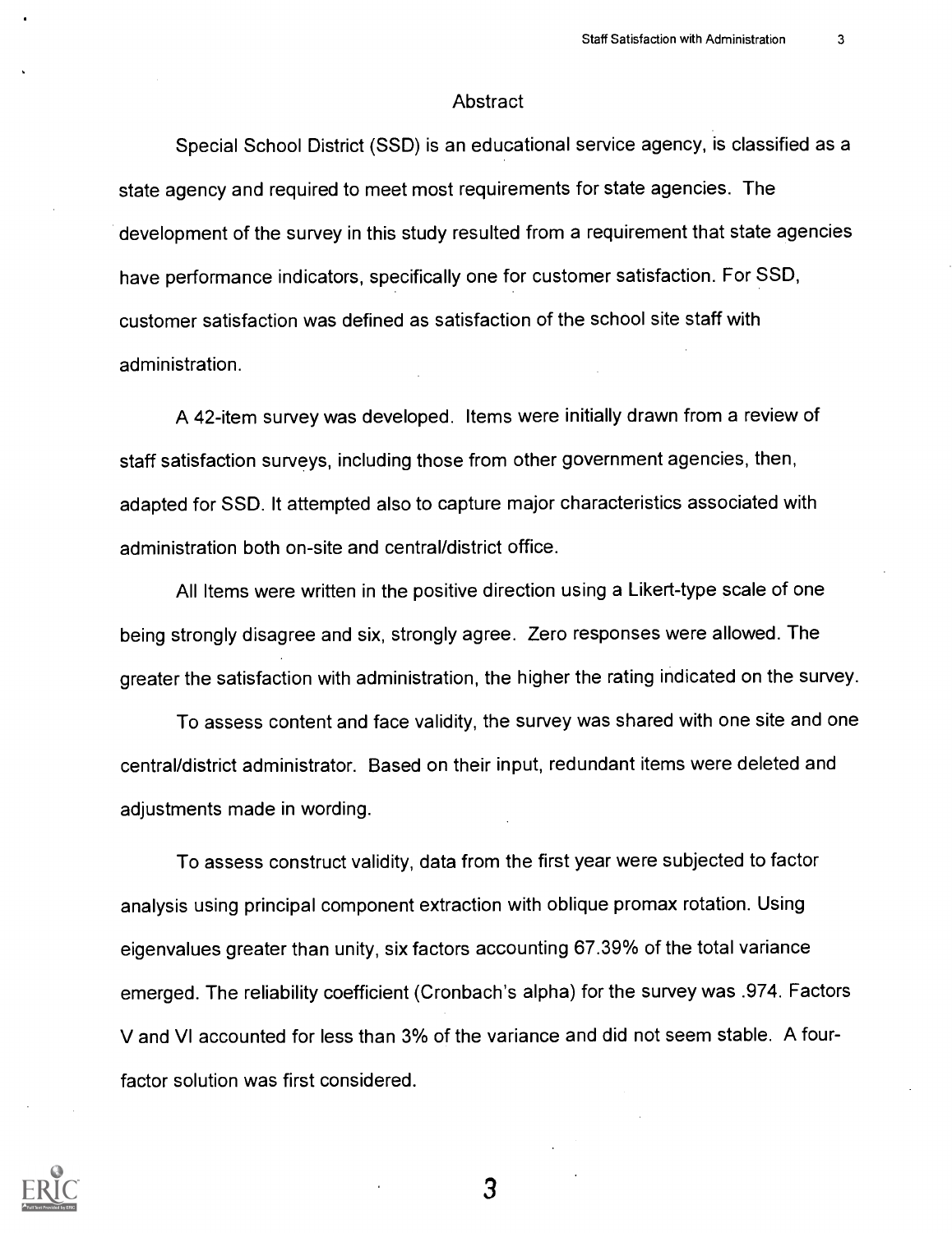## Abstract

Special School District (SSD) is an educational service agency, is classified as a state agency and required to meet most requirements for state agencies. The development of the survey in this study resulted from a requirement that state agencies have performance indicators, specifically one for customer satisfaction. For SSD, customer satisfaction was defined as satisfaction of the school site staff with administration.

A 42-item survey was developed. Items were initially drawn from a review of staff satisfaction surveys, including those from other government agencies, then, adapted for SSD. It attempted also to capture major characteristics associated with administration both on-site and central/district office.

All Items were written in the positive direction using a Likert-type scale of one being strongly disagree and six, strongly agree. Zero responses were allowed. The greater the satisfaction with administration, the higher the rating indicated on the survey.

To assess content and face validity, the survey was shared with one site and one central/district administrator. Based on their input, redundant items were deleted and adjustments made in wording.

To assess construct validity, data from the first year were subjected to factor analysis using principal component extraction with oblique promax rotation. Using eigenvalues greater than unity, six factors accounting 67.39% of the total variance emerged. The reliability coefficient (Cronbach's alpha) for the survey was .974. Factors V and VI accounted for less than 3% of the variance and did not seem stable. A four-factor solution was first considered.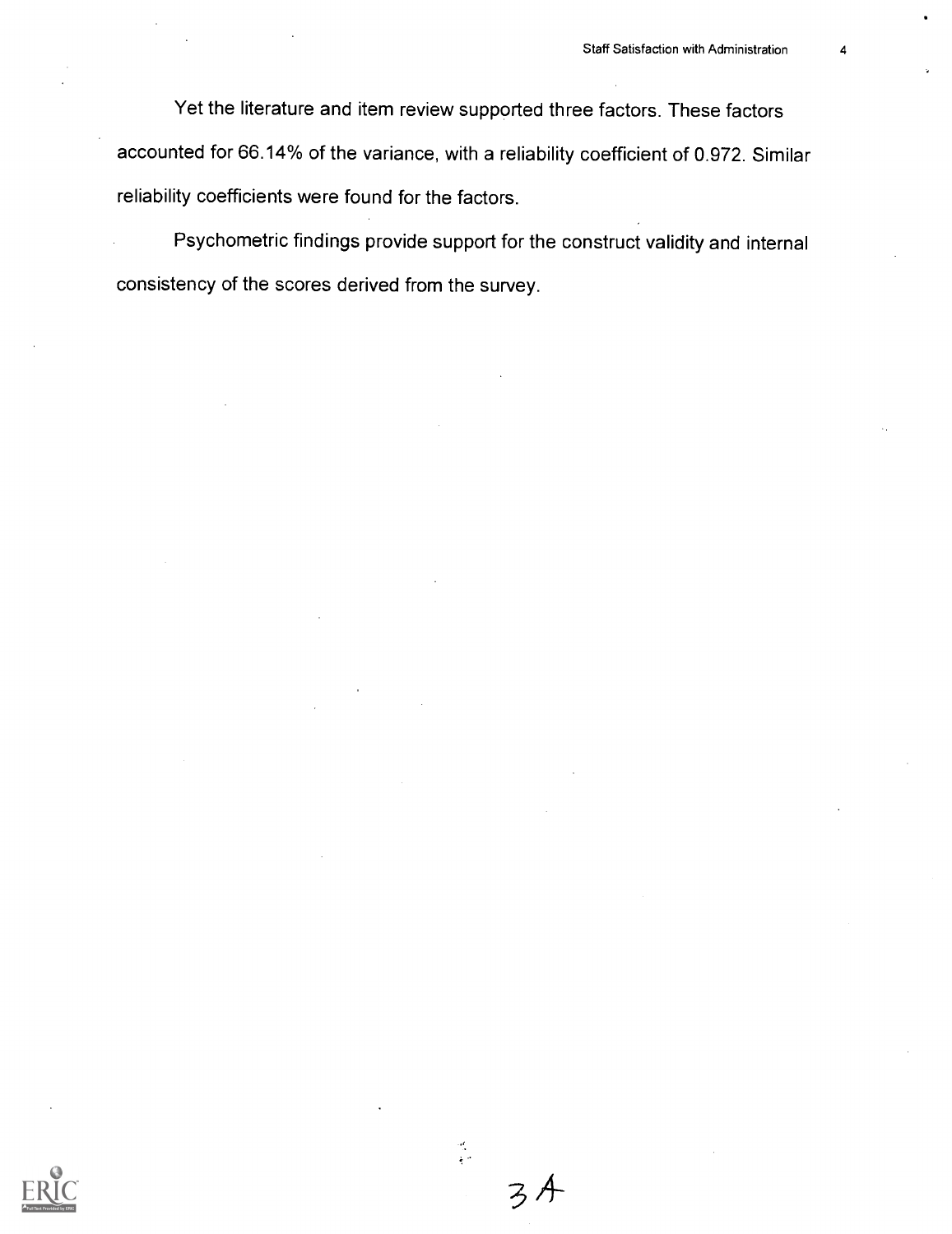Yet the literature and item review supported three factors. These factors accounted for 66.14% of the variance, with a reliability coefficient of 0.972. Similar reliability coefficients were found for the factors.

Psychometric findings provide support for the construct validity and internal consistency of the scores derived from the survey.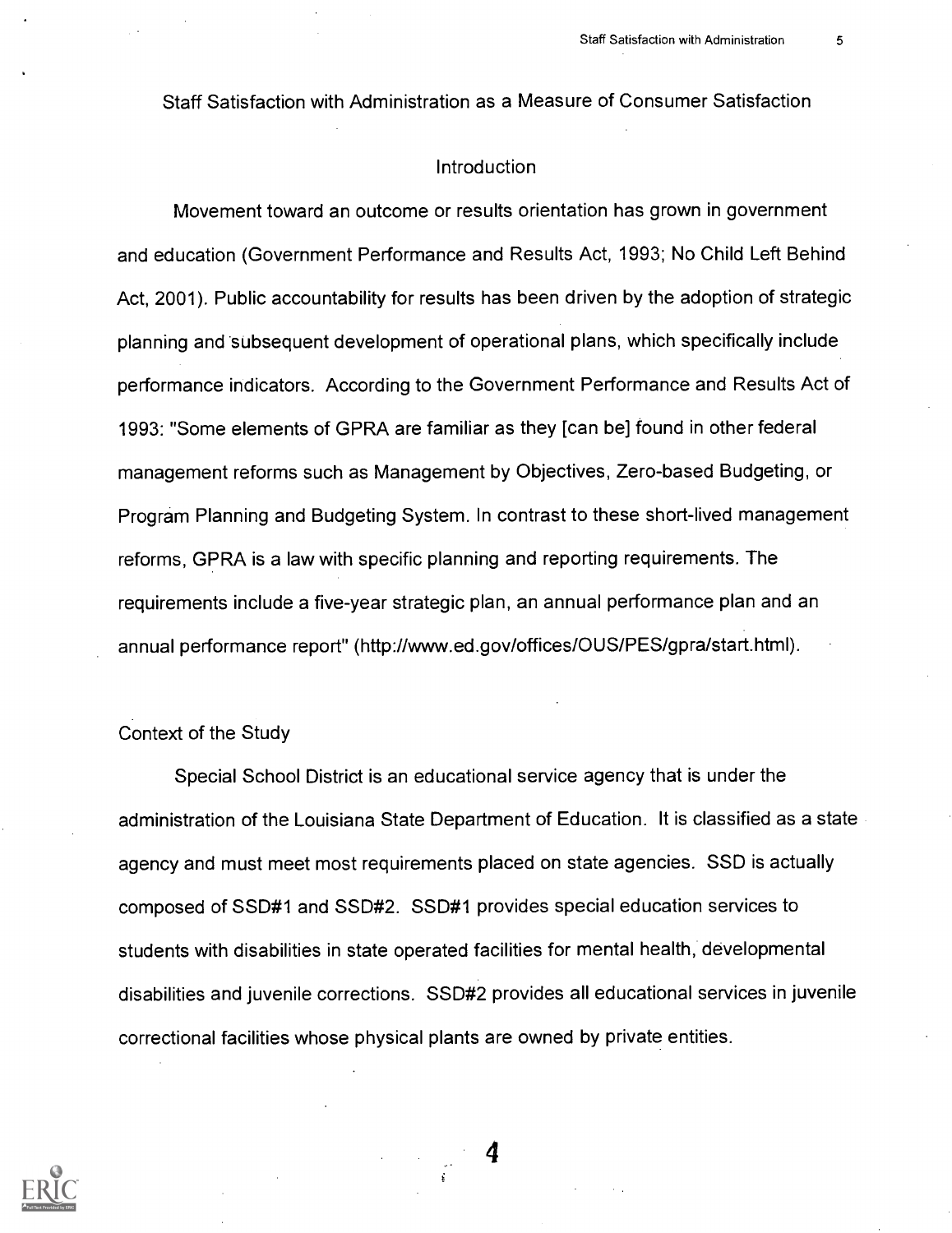# Staff Satisfaction with Administration as a Measure of Consumer Satisfaction

## Introduction

Movement toward an outcome or results orientation has grown in government and education (Government Performance and Results Act, 1993; No Child Left Behind Act, 2001). Public accountability for results has been driven by the adoption of strategic planning and subsequent development of operational plans, which specifically include performance indicators. According to the Government Performance and Results Act of 1993: "Some elements of GPRA are familiar as they [can be] found in other federal management reforms such as Management by Objectives, Zero-based Budgeting, or Program Planning and Budgeting System. In contrast to these short-lived management reforms, GPRA is a law with specific planning and reporting requirements. The requirements include a five-year strategic plan, an annual performance plan and an annual performance report" (http://www.ed.gov/offices/OUS/PES/gpra/start.html).

### Context of the Study

Special School District is an educational service agency that is under the administration of the Louisiana State Department of Education. It is classified as a state agency and must meet most requirements placed on state agencies. SSD is actually composed of SSD#1 and SSD#2. SSD#1 provides special education services to students with disabilities in state operated facilities for mental health, developmental disabilities and juvenile corrections. SSD#2 provides all educational services in juvenile correctional facilities whose physical plants are owned by private entities.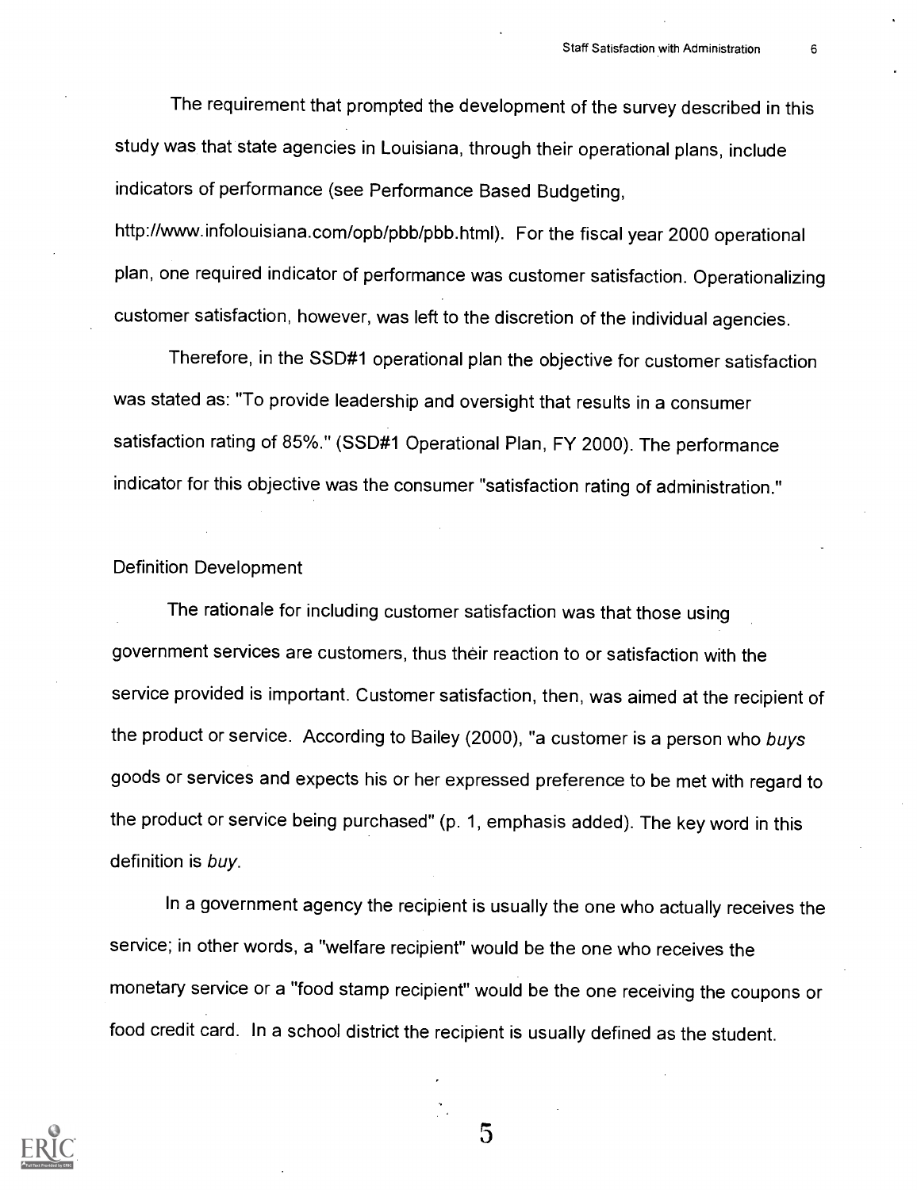The requirement that prompted the development of the survey described in this study was that state agencies in Louisiana, through their operational plans, include indicators of performance (see Performance Based Budgeting, http://www.infolouisiana.com/opb/pbb/pbb.html). For the fiscal year 2000 operational plan, one required indicator of performance was customer satisfaction. Operationalizing customer satisfaction, however, was left to the discretion of the individual agencies.

Therefore, in the SSD#1 operational plan the objective for customer satisfaction was stated as: "To provide leadership and oversight that results in a consumer satisfaction rating of 85%." (SSD#1 Operational Plan, FY 2000). The performance indicator for this objective was the consumer "satisfaction rating of administration."

## Definition Development

The rationale for including customer satisfaction was that those using government services are customers, thus their reaction to or satisfaction with the service provided is important. Customer satisfaction, then, was aimed at the recipient of the product or service. According to Bailey (2000), "a customer is a person who *buys* goods or services and expects his or her expressed preference to be met with regard to the product or service being purchased" (p. 1, emphasis added). The key word in this definition is *buy*.

In a government agency the recipient is usually the one who actually receives the service; in other words, a "welfare recipient" would be the one who receives the monetary service or a "food stamp recipient" would be the one receiving the coupons or food credit card. In a school district the recipient is usually defined as the student.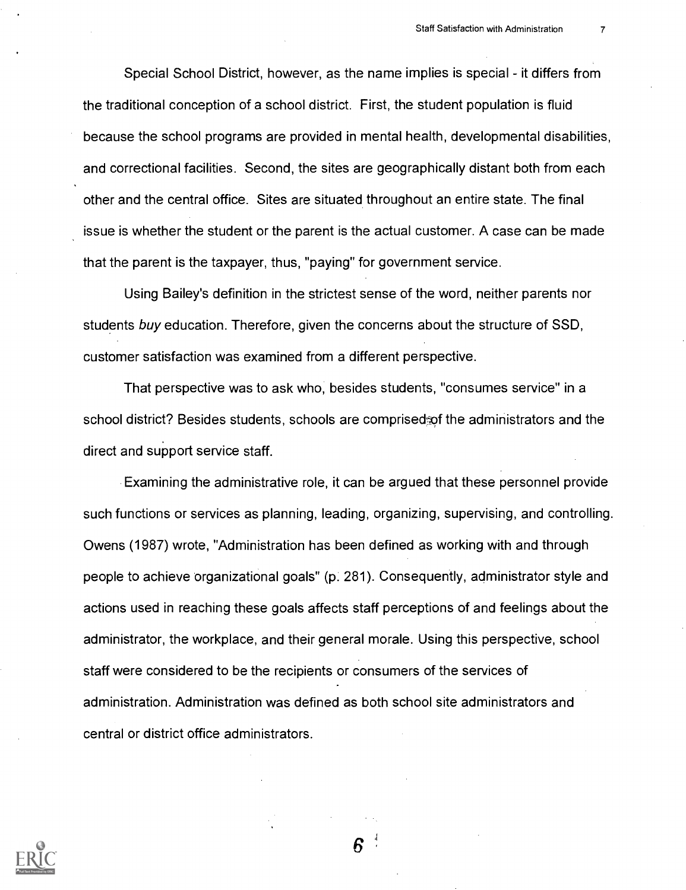Special School District, however, as the name implies is special - it differs from the traditional conception of a school district. First, the student population is fluid because the school programs are provided in mental health, developmental disabilities, and correctional facilities. Second, the sites are geographically distant both from each other and the central office. Sites are situated throughout an entire state. The final issue is whether the student or the parent is the actual customer. A case can be made that the parent is the taxpayer, thus, "paying" for government service.

Using Bailey's definition in the strictest sense of the word, neither parents nor students *buy* education. Therefore, given the concerns about the structure of SSD, customer satisfaction was examined from a different perspective.

That perspective was to ask who, besides students, "consumes service" in a school district? Besides students, schools are comprised of the administrators and the direct and support service staff.

Examining the administrative role, it can be argued that these personnel provide such functions or services as planning, leading, organizing, supervising, and controlling. Owens (1987) wrote, "Administration has been defined as working with and through people to achieve organizational goals" (p. 281). Consequently, administrator style and actions used in reaching these goals affects staff perceptions of and feelings about the administrator, the workplace, and their general morale. Using this perspective, school staff were considered to be the recipients or consumers of the services of administration. Administration was defined as both school site administrators and central or district office administrators.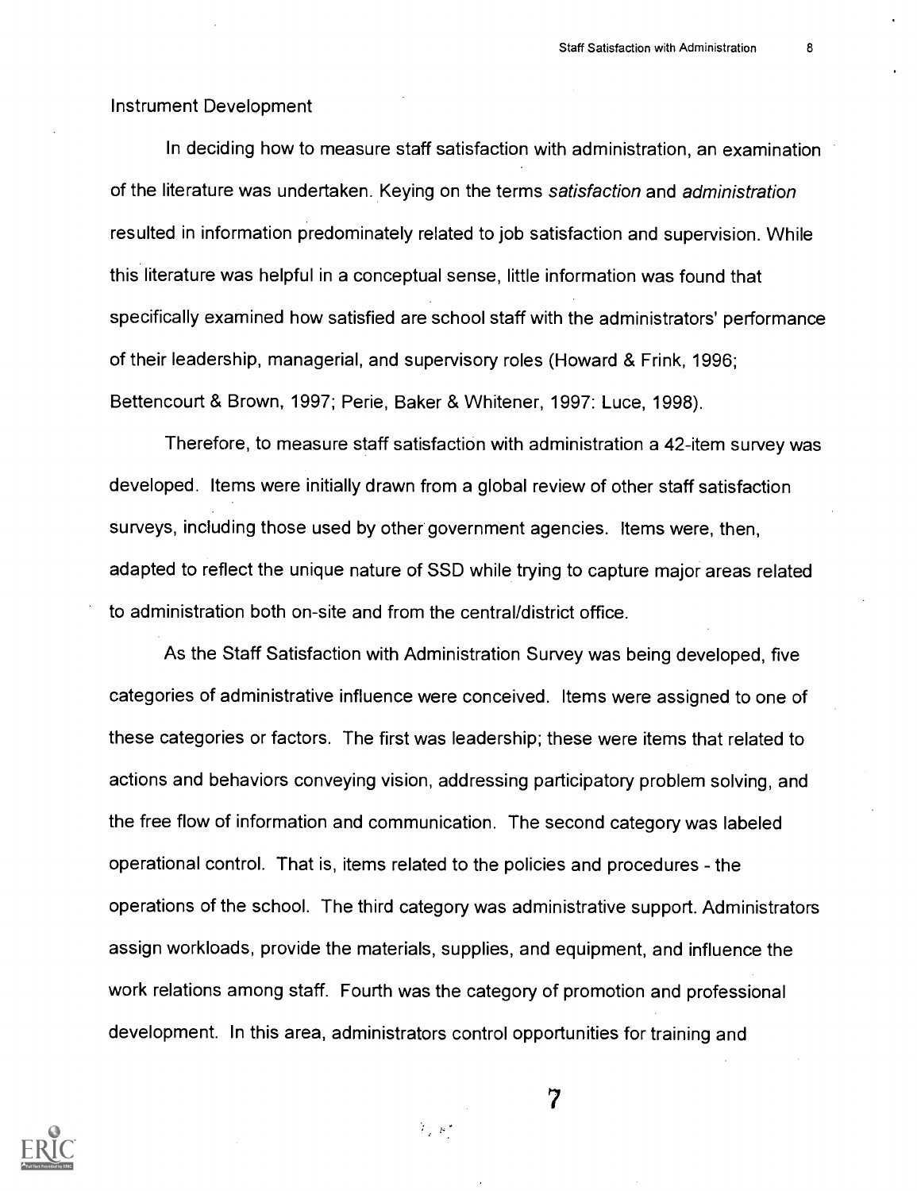Instrument Development

In deciding how to measure staff satisfaction with administration, an examination of the literature was undertaken. Keying on the terms *satisfaction* and *administration* resulted in information predominately related to job satisfaction and supervision. While this literature was helpful in a conceptual sense, little information was found that specifically examined how satisfied are school staff with the administrators' performance of their leadership, managerial, and supervisory roles (Howard & Frink, 1996; Bettencourt & Brown, 1997; Perie, Baker & Whitener, 1997: Luce, 1998).

Therefore, to measure staff satisfaction with administration a 42-item survey was developed. Items were initially drawn from a global review of other staff satisfaction surveys, including those used by other government agencies. Items were, then, adapted to reflect the unique nature of SSD while trying to capture major areas related to administration both on-site and from the central/district office.

As the Staff Satisfaction with Administration Survey was being developed, five categories of administrative influence were conceived. Items were assigned to one of these categories or factors. The first was leadership; these were items that related to actions and behaviors conveying vision, addressing participatory problem solving, and the free flow of information and communication. The second category was labeled operational control. That is, items related to the policies and procedures - the operations of the school. The third category was administrative support. Administrators assign workloads, provide the materials, supplies, and equipment, and influence the work relations among staff. Fourth was the category of promotion and professional development. In this area, administrators control opportunities for training and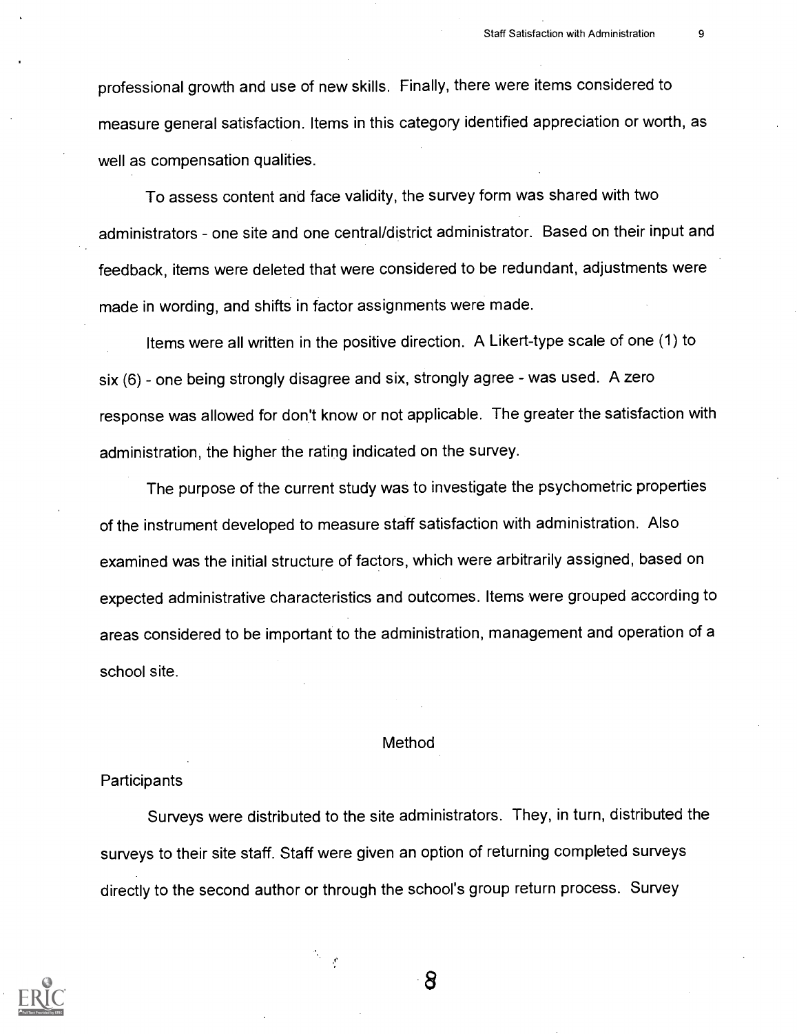professional growth and use of new skills. Finally, there were items considered to measure general satisfaction. Items in this category identified appreciation or worth, as well as compensation qualities.

To assess content and face validity, the survey form was shared with two administrators - one site and one central/district administrator. Based on their input and feedback, items were deleted that were considered to be redundant, adjustments were made in wording, and shifts in factor assignments were made.

Items were all written in the positive direction. A Likert-type scale of one (1) to six (6) - one being strongly disagree and six, strongly agree - was used. A zero response was allowed for don't know or not applicable. The greater the satisfaction with administration, the higher the rating indicated on the survey.

The purpose of the current study was to investigate the psychometric properties of the instrument developed to measure staff satisfaction with administration. Also examined was the initial structure of factors, which were arbitrarily assigned, based on expected administrative characteristics and outcomes. Items were grouped according to areas considered to be important to the administration, management and operation of a school site.

## Method

### Participants

Surveys were distributed to the site administrators. They, in turn, distributed the surveys to their site staff. Staff were given an option of returning completed surveys directly to the second author or through the school's group return process. Survey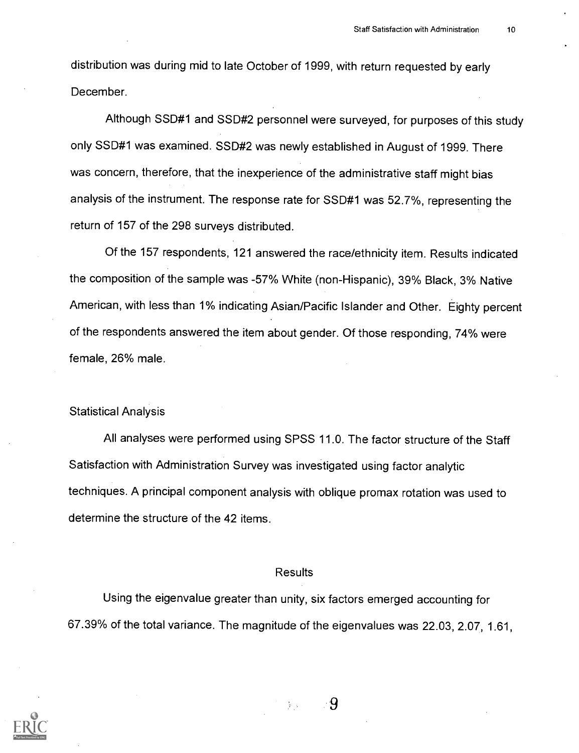distribution was during mid to late October of 1999, with return requested by early December.

Although SSD#1 and SSD#2 personnel were surveyed, for purposes of this study only SSD#1 was examined. SSD#2 was newly established in August of 1999. There was concern, therefore, that the inexperience of the administrative staff might bias analysis of the instrument. The response rate for SSD#1 was 52.7%, representing the return of 157 of the 298 surveys distributed.

Of the 157 respondents, 121 answered the race/ethnicity item. Results indicated the composition of the sample was -57% White (non-Hispanic), 39% Black, 3% Native American, with less than 1% indicating Asian/Pacific Islander and Other. Eighty percent of the respondents answered the item about gender. Of those responding, 74% were female, 26% male.

### Statistical Analysis

All analyses were performed using SPSS 11.0. The factor structure of the Staff Satisfaction with Administration Survey was investigated using factor analytic techniques. A principal component analysis with oblique promax rotation was used to determine the structure of the 42 items.

## Results

Using the eigenvalue greater than unity, six factors emerged accounting for 67.39% of the total variance. The magnitude of the eigenvalues was 22.03, 2.07, 1.61,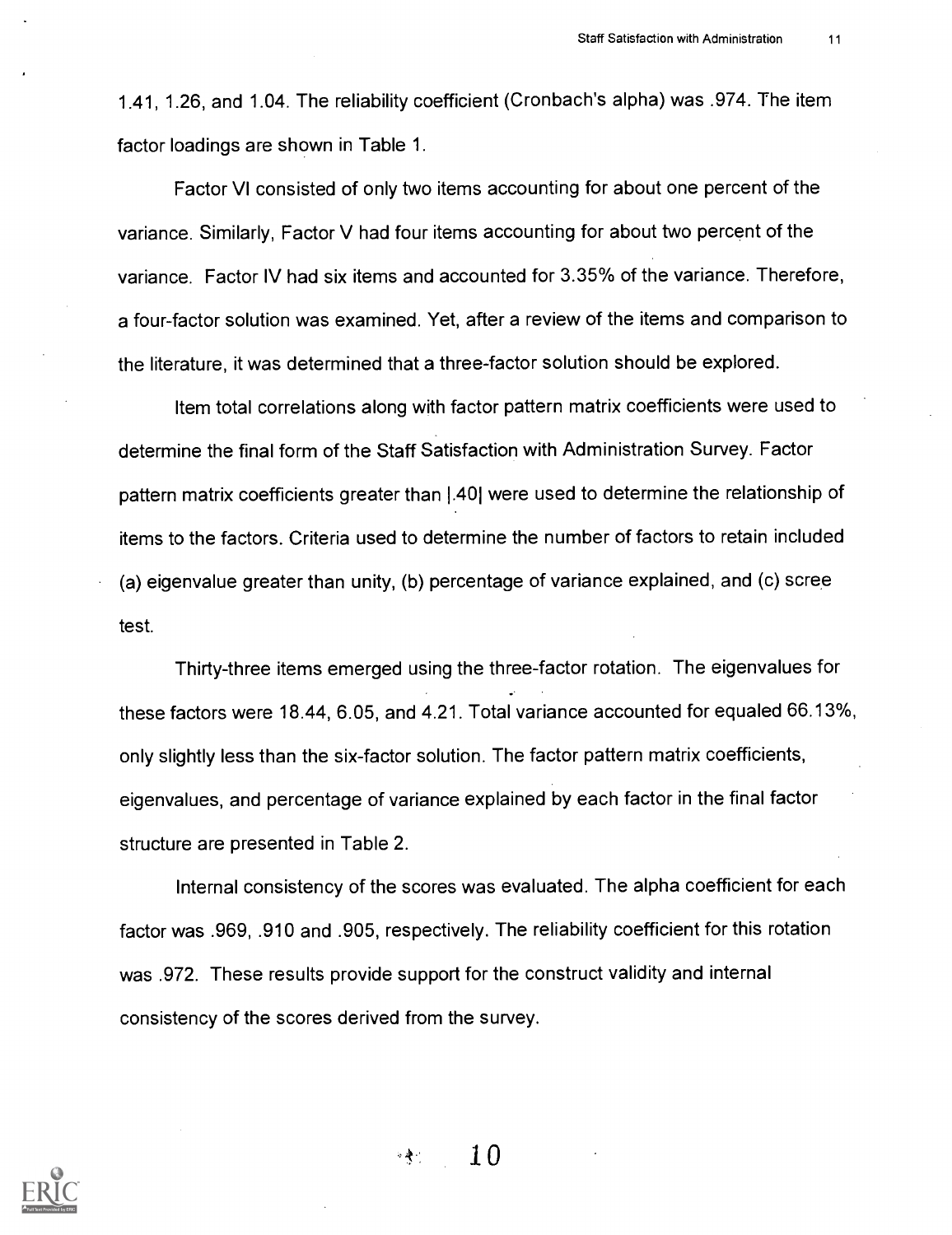1.41, 1.26, and 1.04. The reliability coefficient (Cronbach's alpha) was .974. The item factor loadings are shown in Table 1.

Factor VI consisted of only two items accounting for about one percent of the variance. Similarly, Factor V had four items accounting for about two percent of the variance. Factor IV had six items and accounted for 3.35% of the variance. Therefore, a four-factor solution was examined. Yet, after a review of the items and comparison to the literature, it was determined that a three-factor solution should be explored.

Item total correlations along with factor pattern matrix coefficients were used to determine the final form of the Staff Satisfaction with Administration Survey. Factor pattern matrix coefficients greater than |.40| were used to determine the relationship of items to the factors. Criteria used to determine the number of factors to retain included (a) eigenvalue greater than unity, (b) percentage of variance explained, and (c) scree test.

Thirty-three items emerged using the three-factor rotation. The eigenvalues for these factors were 18.44, 6.05, and 4.21. Total variance accounted for equaled 66.13%, only slightly less than the six-factor solution. The factor pattern matrix coefficients, eigenvalues, and percentage of variance explained by each factor in the final factor structure are presented in Table 2.

Internal consistency of the scores was evaluated. The alpha coefficient for each factor was .969, .910 and .905, respectively. The reliability coefficient for this rotation was .972. These results provide support for the construct validity and internal consistency of the scores derived from the survey.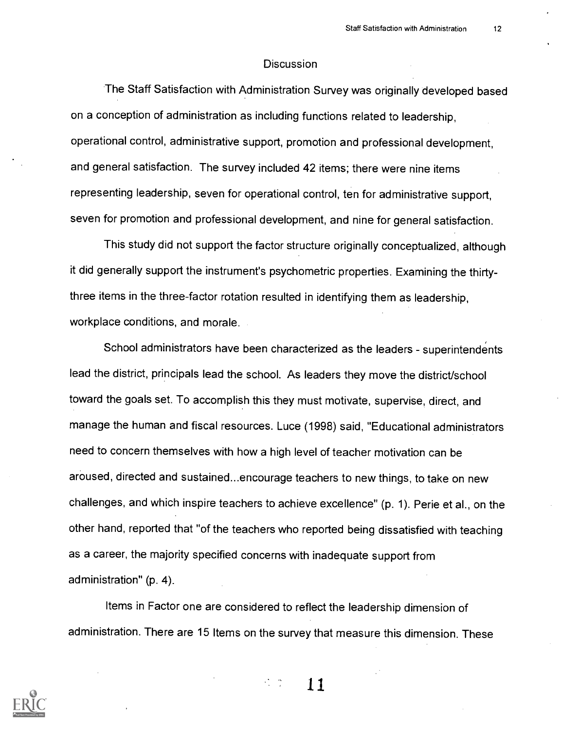## Discussion

The Staff Satisfaction with Administration Survey was originally developed based on a conception of administration as including functions related to leadership, operational control, administrative support, promotion and professional development, and general satisfaction. The survey included 42 items; there were nine items representing leadership, seven for operational control, ten for administrative support, seven for promotion and professional development, and nine for general satisfaction.

This study did not support the factor structure originally conceptualized, although it did generally support the instrument's psychometric properties. Examining the thirty-three items in the three-factor rotation resulted in identifying them as leadership, workplace conditions, and morale.

School administrators have been characterized as the leaders - superintendents lead the district, principals lead the school. As leaders they move the district/school toward the goals set. To accomplish this they must motivate, supervise, direct, and manage the human and fiscal resources. Luce (1998) said, "Educational administrators need to concern themselves with how a high level of teacher motivation can be aroused, directed and sustained...encourage teachers to new things, to take on new challenges, and which inspire teachers to achieve excellence" (p. 1). Perie et al., on the other hand, reported that "of the teachers who reported being dissatisfied with teaching as a career, the majority specified concerns with inadequate support from administration" (p. 4).

Items in Factor one are considered to reflect the leadership dimension of administration. There are 15 Items on the survey that measure this dimension. These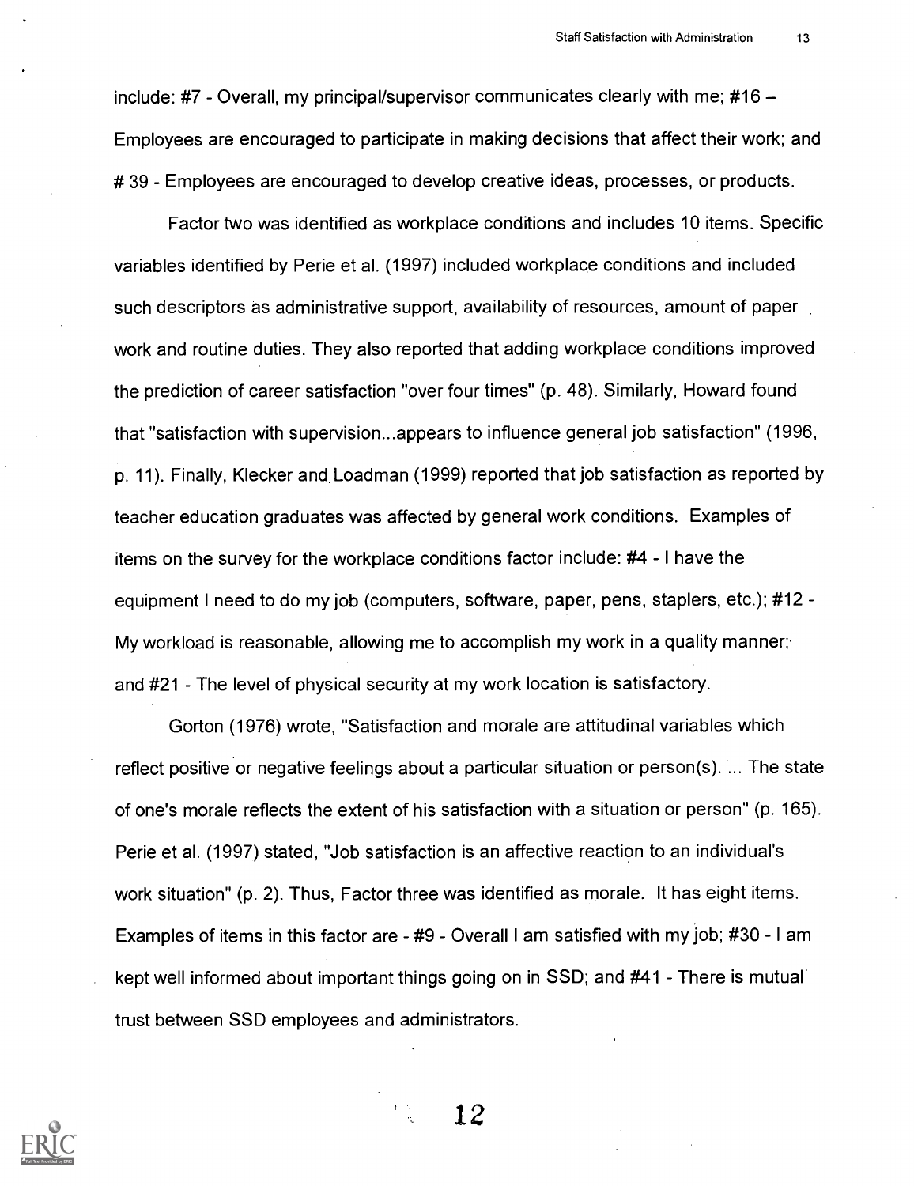include: #7 - Overall, my principal/supervisor communicates clearly with me; #16 – Employees are encouraged to participate in making decisions that affect their work; and # 39 - Employees are encouraged to develop creative ideas, processes, or products.

Factor two was identified as workplace conditions and includes 10 items. Specific variables identified by Perie et al. (1997) included workplace conditions and included such descriptors as administrative support, availability of resources, amount of paper work and routine duties. They also reported that adding workplace conditions improved the prediction of career satisfaction "over four times" (p. 48). Similarly, Howard found that "satisfaction with supervision...appears to influence general job satisfaction" (1996, p. 11). Finally, Klecker and Loadman (1999) reported that job satisfaction as reported by teacher education graduates was affected by general work conditions. Examples of items on the survey for the workplace conditions factor include: #4 - I have the equipment I need to do my job (computers, software, paper, pens, staplers, etc.); #12 - My workload is reasonable, allowing me to accomplish my work in a quality manner; and #21 - The level of physical security at my work location is satisfactory.

Gorton (1976) wrote, "Satisfaction and morale are attitudinal variables which reflect positive or negative feelings about a particular situation or person(s). ... The state of one's morale reflects the extent of his satisfaction with a situation or person" (p. 165). Perie et al. (1997) stated, "Job satisfaction is an affective reaction to an individual's work situation" (p. 2). Thus, Factor three was identified as morale. It has eight items. Examples of items in this factor are - #9 - Overall I am satisfied with my job; #30 - I am kept well informed about important things going on in SSD; and #41 - There is mutual trust between SSD employees and administrators.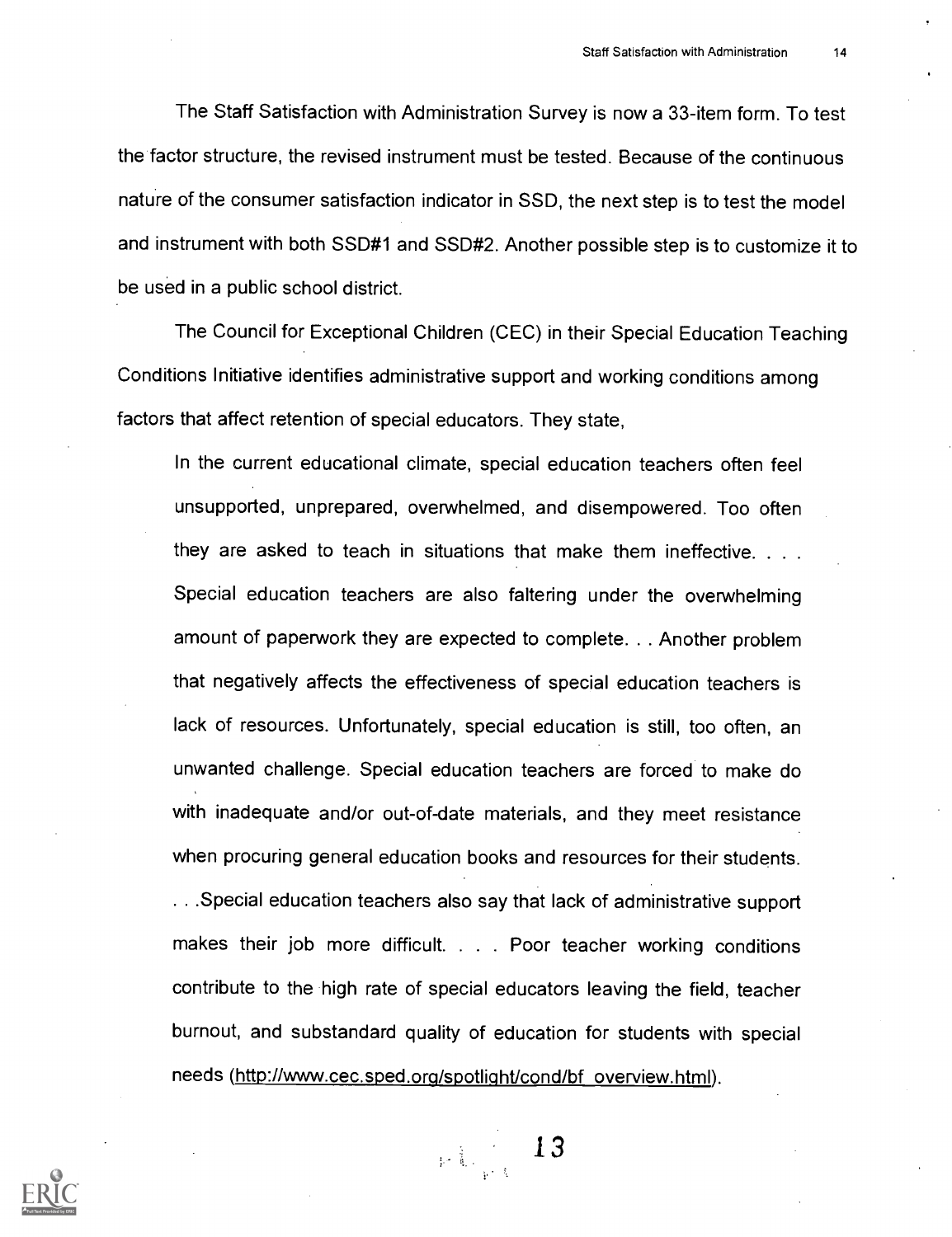The Staff Satisfaction with Administration Survey is now a 33-item form. To test the factor structure, the revised instrument must be tested. Because of the continuous nature of the consumer satisfaction indicator in SSD, the next step is to test the model and instrument with both SSD#1 and SSD#2. Another possible step is to customize it to be used in a public school district.

The Council for Exceptional Children (CEC) in their Special Education Teaching Conditions Initiative identifies administrative support and working conditions among factors that affect retention of special educators. They state,

> In the current educational climate, special education teachers often feel unsupported, unprepared, overwhelmed, and disempowered. Too often they are asked to teach in situations that make them ineffective. . . . Special education teachers are also faltering under the overwhelming amount of paperwork they are expected to complete. . . Another problem that negatively affects the effectiveness of special education teachers is lack of resources. Unfortunately, special education is still, too often, an unwanted challenge. Special education teachers are forced to make do with inadequate and/or out-of-date materials, and they meet resistance when procuring general education books and resources for their students. . . .Special education teachers also say that lack of administrative support makes their job more difficult. . . . Poor teacher working conditions contribute to the high rate of special educators leaving the field, teacher burnout, and substandard quality of education for students with special needs (http://www.cec.sped.org/spotlight/cond/bf_overview.html).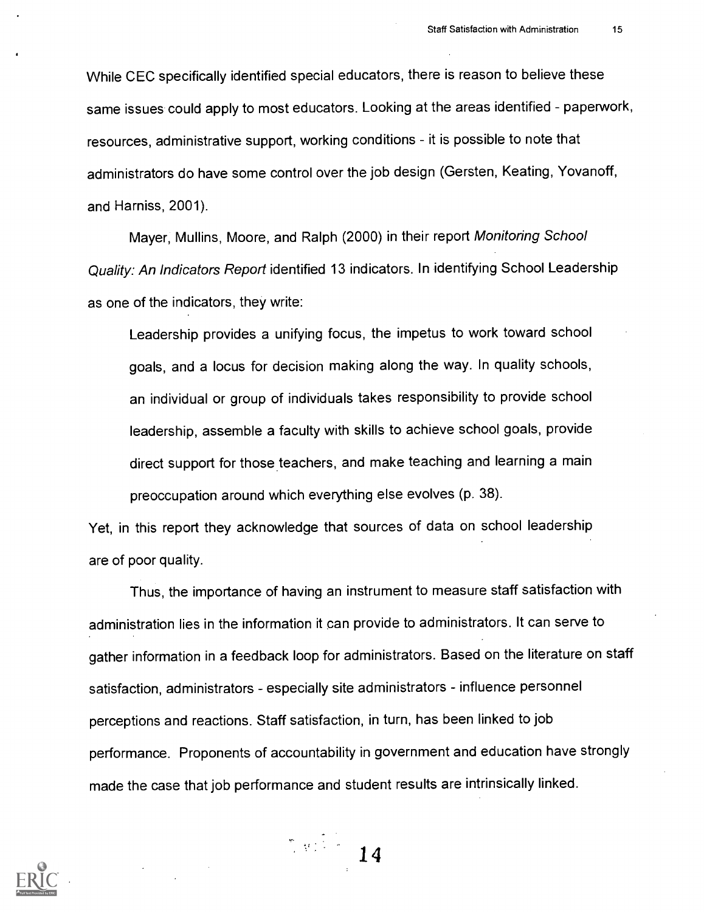While CEC specifically identified special educators, there is reason to believe these same issues could apply to most educators. Looking at the areas identified - paperwork, resources, administrative support, working conditions - it is possible to note that administrators do have some control over the job design (Gersten, Keating, Yovanoff, and Harniss, 2001).

Mayer, Mullins, Moore, and Ralph (2000) in their report *Monitoring School Quality: An Indicators Report* identified 13 indicators. In identifying School Leadership as one of the indicators, they write:

> Leadership provides a unifying focus, the impetus to work toward school goals, and a locus for decision making along the way. In quality schools, an individual or group of individuals takes responsibility to provide school leadership, assemble a faculty with skills to achieve school goals, provide direct support for those teachers, and make teaching and learning a main preoccupation around which everything else evolves (p. 38).

Yet, in this report they acknowledge that sources of data on school leadership are of poor quality.

Thus, the importance of having an instrument to measure staff satisfaction with administration lies in the information it can provide to administrators. It can serve to gather information in a feedback loop for administrators. Based on the literature on staff satisfaction, administrators - especially site administrators - influence personnel perceptions and reactions. Staff satisfaction, in turn, has been linked to job performance. Proponents of accountability in government and education have strongly made the case that job performance and student results are intrinsically linked.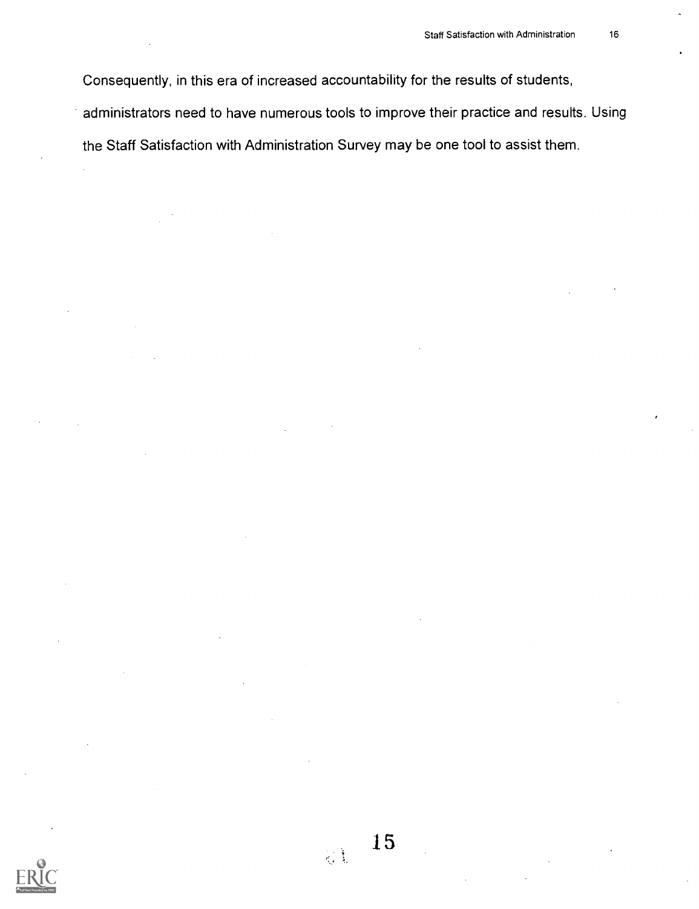Consequently, in this era of increased accountability for the results of students, administrators need to have numerous tools to improve their practice and results. Using the Staff Satisfaction with Administration Survey may be one tool to assist them.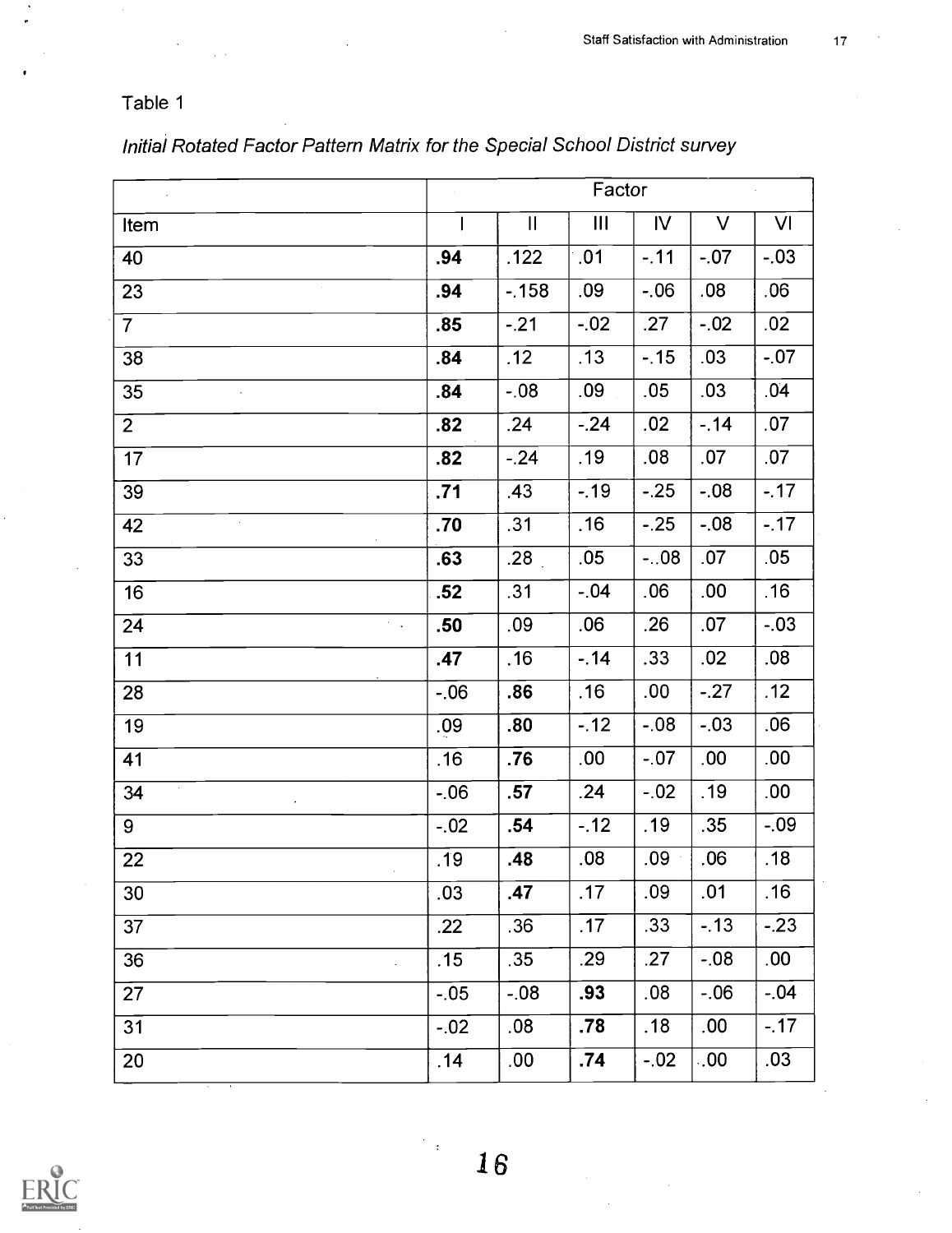Table 1

*Initial Rotated Factor Pattern Matrix for the Special School District survey*

| | Factor | | | | | |
|---|---|---|---|---|---|---|
| Item | I | II | III | IV | V | VI |
| 40 | **.94** | .122 | .01 | -.11 | -.07 | -.03 |
| 23 | **.94** | -.158 | .09 | -.06 | .08 | .06 |
| 7 | **.85** | -.21 | -.02 | .27 | -.02 | .02 |
| 38 | **.84** | .12 | .13 | -.15 | .03 | -.07 |
| 35 | **.84** | -.08 | .09 | .05 | .03 | .04 |
| 2 | **.82** | .24 | -.24 | .02 | -.14 | .07 |
| 17 | **.82** | -.24 | .19 | .08 | .07 | .07 |
| 39 | **.71** | .43 | -.19 | -.25 | -.08 | -.17 |
| 42 | **.70** | .31 | .16 | -.25 | -.08 | -.17 |
| 33 | **.63** | .28 | .05 | -..08 | .07 | .05 |
| 16 | **.52** | .31 | -.04 | .06 | .00 | .16 |
| 24 | **.50** | .09 | .06 | .26 | .07 | -.03 |
| 11 | **.47** | .16 | -.14 | .33 | .02 | .08 |
| 28 | -.06 | **.86** | .16 | .00 | -.27 | .12 |
| 19 | .09 | **.80** | -.12 | -.08 | -.03 | .06 |
| 41 | .16 | **.76** | .00 | -.07 | .00 | .00 |
| 34 | -.06 | **.57** | .24 | -.02 | .19 | .00 |
| 9 | -.02 | **.54** | -.12 | .19 | .35 | -.09 |
| 22 | .19 | **.48** | .08 | .09 | .06 | .18 |
| 30 | .03 | **.47** | .17 | .09 | .01 | .16 |
| 37 | .22 | .36 | .17 | .33 | -.13 | -.23 |
| 36 | .15 | .35 | .29 | .27 | -.08 | .00 |
| 27 | -.05 | -.08 | **.93** | .08 | -.06 | -.04 |
| 31 | -.02 | .08 | **.78** | .18 | .00 | -.17 |
| 20 | .14 | .00 | **.74** | -.02 | .00 | .03 |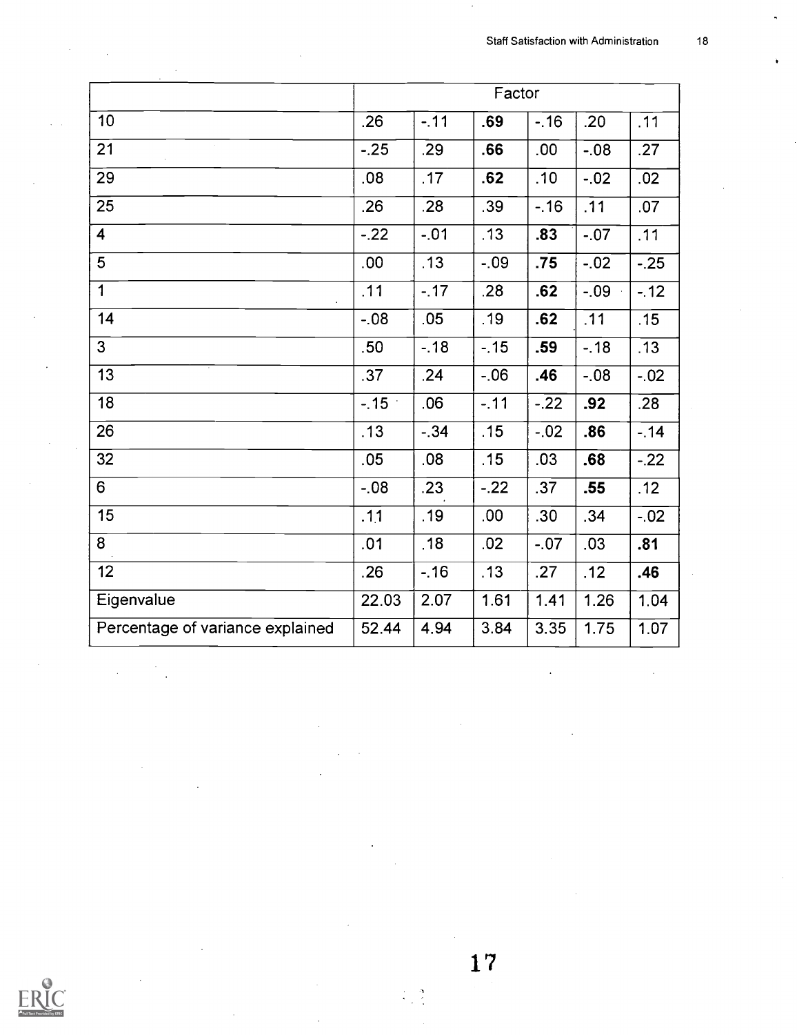| | Factor | | | | | |
|---|---|---|---|---|---|---|
| 10 | .26 | -.11 | **.69** | -.16 | .20 | .11 |
| 21 | -.25 | .29 | **.66** | .00 | -.08 | .27 |
| 29 | .08 | .17 | **.62** | .10 | -.02 | .02 |
| 25 | .26 | .28 | .39 | -.16 | .11 | .07 |
| 4 | -.22 | -.01 | .13 | **.83** | -.07 | .11 |
| 5 | .00 | .13 | -.09 | **.75** | -.02 | -.25 |
| 1 | .11 | -.17 | .28 | **.62** | -.09 | -.12 |
| 14 | -.08 | .05 | .19 | **.62** | .11 | .15 |
| 3 | .50 | -.18 | -.15 | **.59** | -.18 | .13 |
| 13 | .37 | .24 | -.06 | **.46** | -.08 | -.02 |
| 18 | -.15 | .06 | -.11 | -.22 | **.92** | .28 |
| 26 | .13 | -.34 | .15 | -.02 | **.86** | -.14 |
| 32 | .05 | .08 | .15 | .03 | **.68** | -.22 |
| 6 | -.08 | .23 | -.22 | .37 | **.55** | .12 |
| 15 | .11 | .19 | .00 | .30 | .34 | -.02 |
| 8 | .01 | .18 | .02 | -.07 | .03 | **.81** |
| 12 | .26 | -.16 | .13 | .27 | .12 | **.46** |
| Eigenvalue | 22.03 | 2.07 | 1.61 | 1.41 | 1.26 | 1.04 |
| Percentage of variance explained | 52.44 | 4.94 | 3.84 | 3.35 | 1.75 | 1.07 |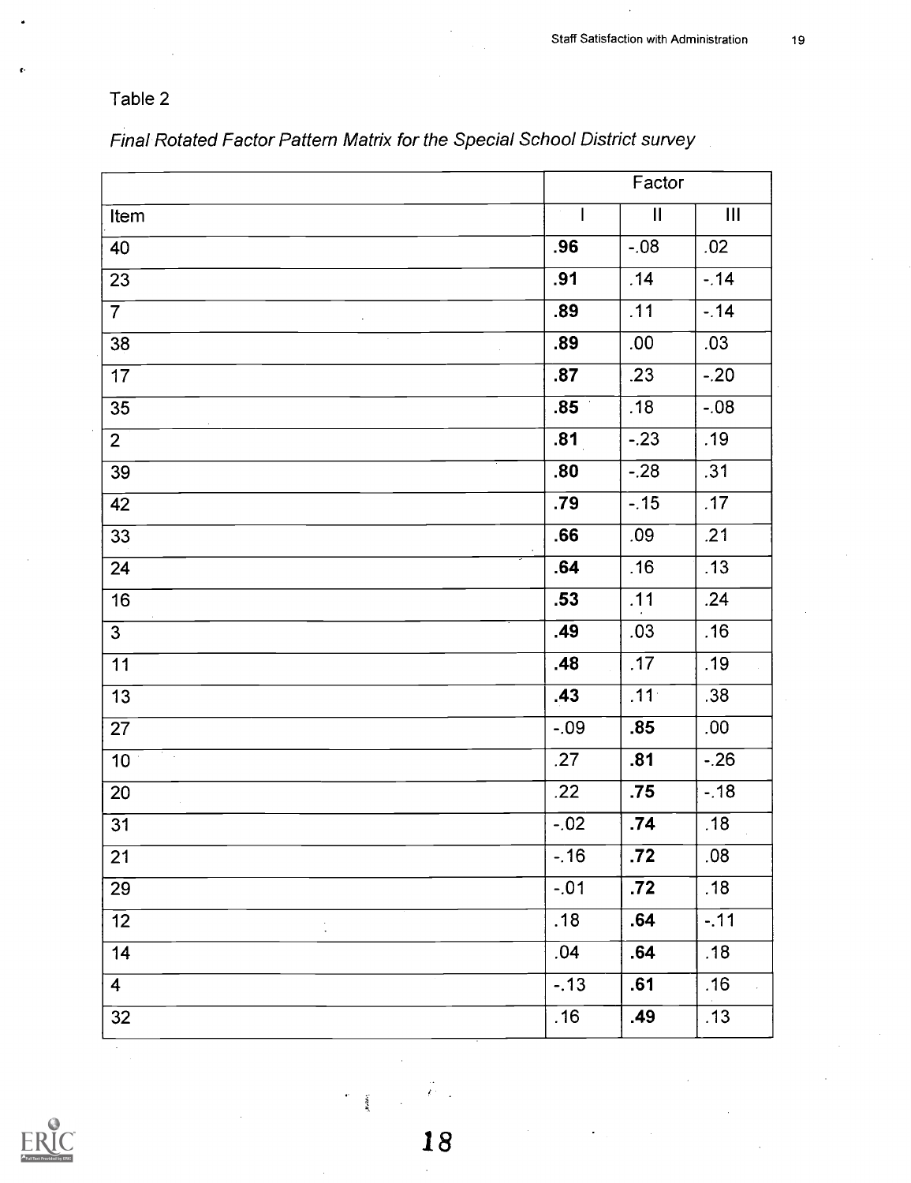Table 2

*Final Rotated Factor Pattern Matrix for the Special School District survey*

| | Factor | | |
|---|---|---|---|
| Item | I | II | III |
| 40 | **.96** | -.08 | .02 |
| 23 | **.91** | .14 | -.14 |
| 7 | **.89** | .11 | -.14 |
| 38 | **.89** | .00 | .03 |
| 17 | **.87** | .23 | -.20 |
| 35 | **.85** | .18 | -.08 |
| 2 | **.81** | -.23 | .19 |
| 39 | **.80** | -.28 | .31 |
| 42 | **.79** | -.15 | .17 |
| 33 | **.66** | .09 | .21 |
| 24 | **.64** | .16 | .13 |
| 16 | **.53** | .11 | .24 |
| 3 | **.49** | .03 | .16 |
| 11 | **.48** | .17 | .19 |
| 13 | **.43** | .11 | .38 |
| 27 | -.09 | **.85** | .00 |
| 10 | .27 | **.81** | -.26 |
| 20 | .22 | **.75** | -.18 |
| 31 | -.02 | **.74** | .18 |
| 21 | -.16 | **.72** | .08 |
| 29 | -.01 | **.72** | .18 |
| 12 | .18 | **.64** | -.11 |
| 14 | .04 | **.64** | .18 |
| 4 | -.13 | **.61** | .16 |
| 32 | .16 | **.49** | .13 |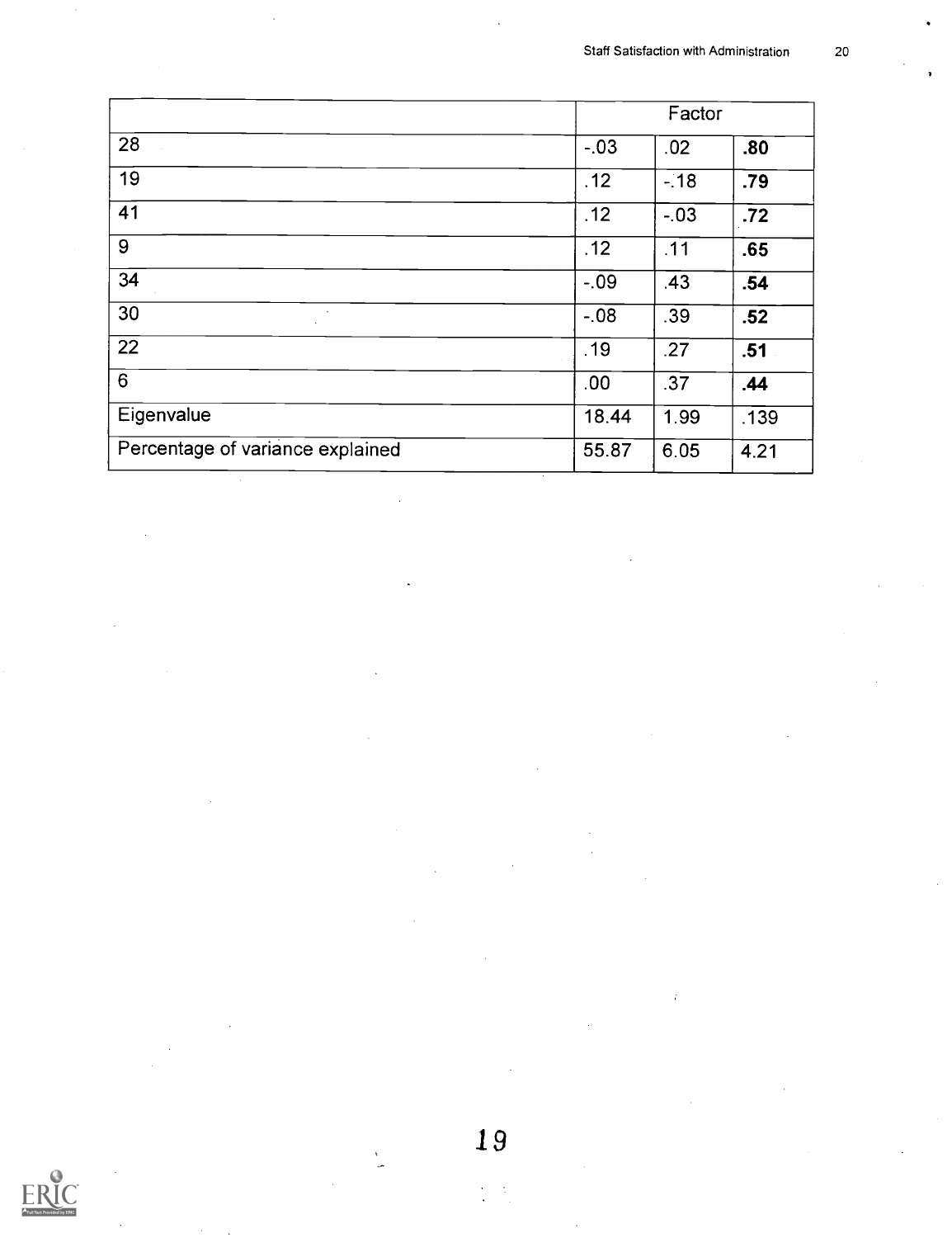| | Factor | | |
|---|---|---|---|
| 28 | -.03 | .02 | **.80** |
| 19 | .12 | -.18 | **.79** |
| 41 | .12 | -.03 | **.72** |
| 9 | .12 | .11 | **.65** |
| 34 | -.09 | .43 | **.54** |
| 30 | -.08 | .39 | **.52** |
| 22 | .19 | .27 | **.51** |
| 6 | .00 | .37 | **.44** |
| Eigenvalue | 18.44 | 1.99 | .139 |
| Percentage of variance explained | 55.87 | 6.05 | 4.21 |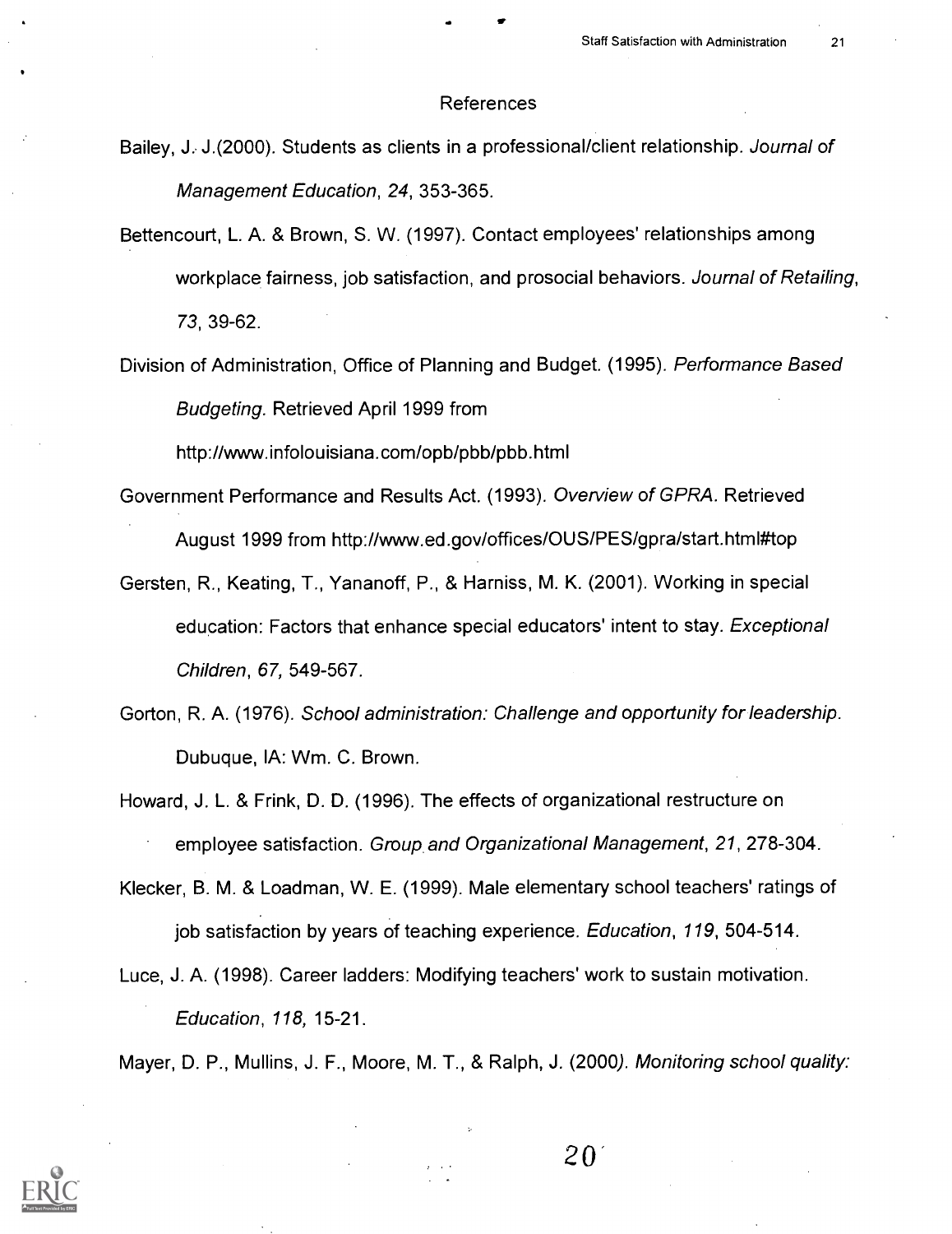# References

Bailey, J. J.(2000). Students as clients in a professional/client relationship. *Journal of Management Education*, *24*, 353-365.

Bettencourt, L. A. & Brown, S. W. (1997). Contact employees' relationships among workplace fairness, job satisfaction, and prosocial behaviors. *Journal of Retailing*, *73*, 39-62.

Division of Administration, Office of Planning and Budget. (1995). *Performance Based Budgeting.* Retrieved April 1999 from http://www.infolouisiana.com/opb/pbb/pbb.html

Government Performance and Results Act. (1993). *Overview of GPRA.* Retrieved August 1999 from http://www.ed.gov/offices/OUS/PES/gpra/start.html#top

Gersten, R., Keating, T., Yananoff, P., & Harniss, M. K. (2001). Working in special education: Factors that enhance special educators' intent to stay. *Exceptional Children*, *67,* 549-567.

Gorton, R. A. (1976). *School administration: Challenge and opportunity for leadership.* Dubuque, IA: Wm. C. Brown.

Howard, J. L. & Frink, D. D. (1996). The effects of organizational restructure on employee satisfaction. *Group and Organizational Management*, *21*, 278-304.

Klecker, B. M. & Loadman, W. E. (1999). Male elementary school teachers' ratings of job satisfaction by years of teaching experience. *Education*, *119*, 504-514.

Luce, J. A. (1998). Career ladders: Modifying teachers' work to sustain motivation. *Education*, *118,* 15-21.

Mayer, D. P., Mullins, J. F., Moore, M. T., & Ralph, J. (2000). *Monitoring school quality:*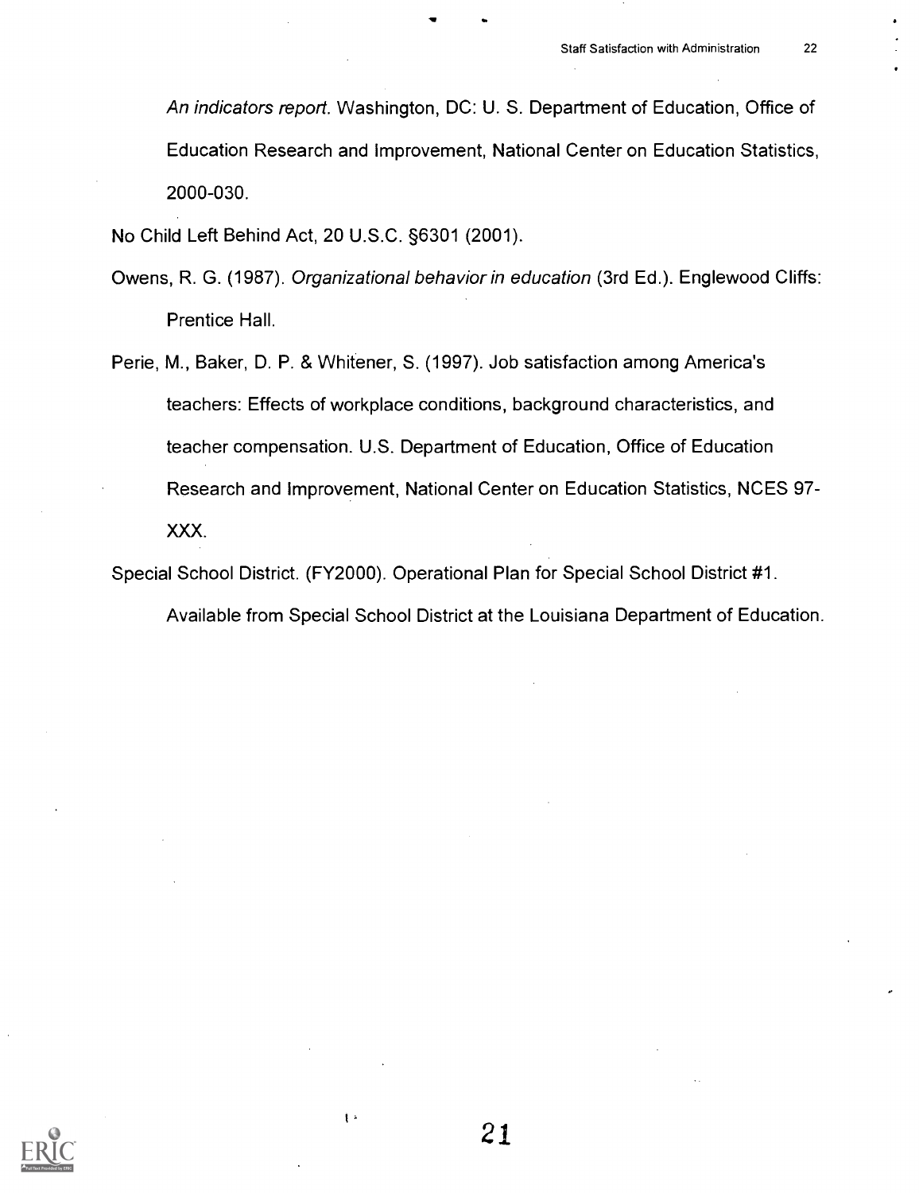*An indicators report*. Washington, DC: U. S. Department of Education, Office of Education Research and Improvement, National Center on Education Statistics, 2000-030.

No Child Left Behind Act, 20 U.S.C. §6301 (2001).

Owens, R. G. (1987). *Organizational behavior in education* (3rd Ed.). Englewood Cliffs: Prentice Hall.

Perie, M., Baker, D. P. & Whitener, S. (1997). Job satisfaction among America's teachers: Effects of workplace conditions, background characteristics, and teacher compensation. U.S. Department of Education, Office of Education Research and Improvement, National Center on Education Statistics, NCES 97-XXX.

Special School District. (FY2000). Operational Plan for Special School District #1. Available from Special School District at the Louisiana Department of Education.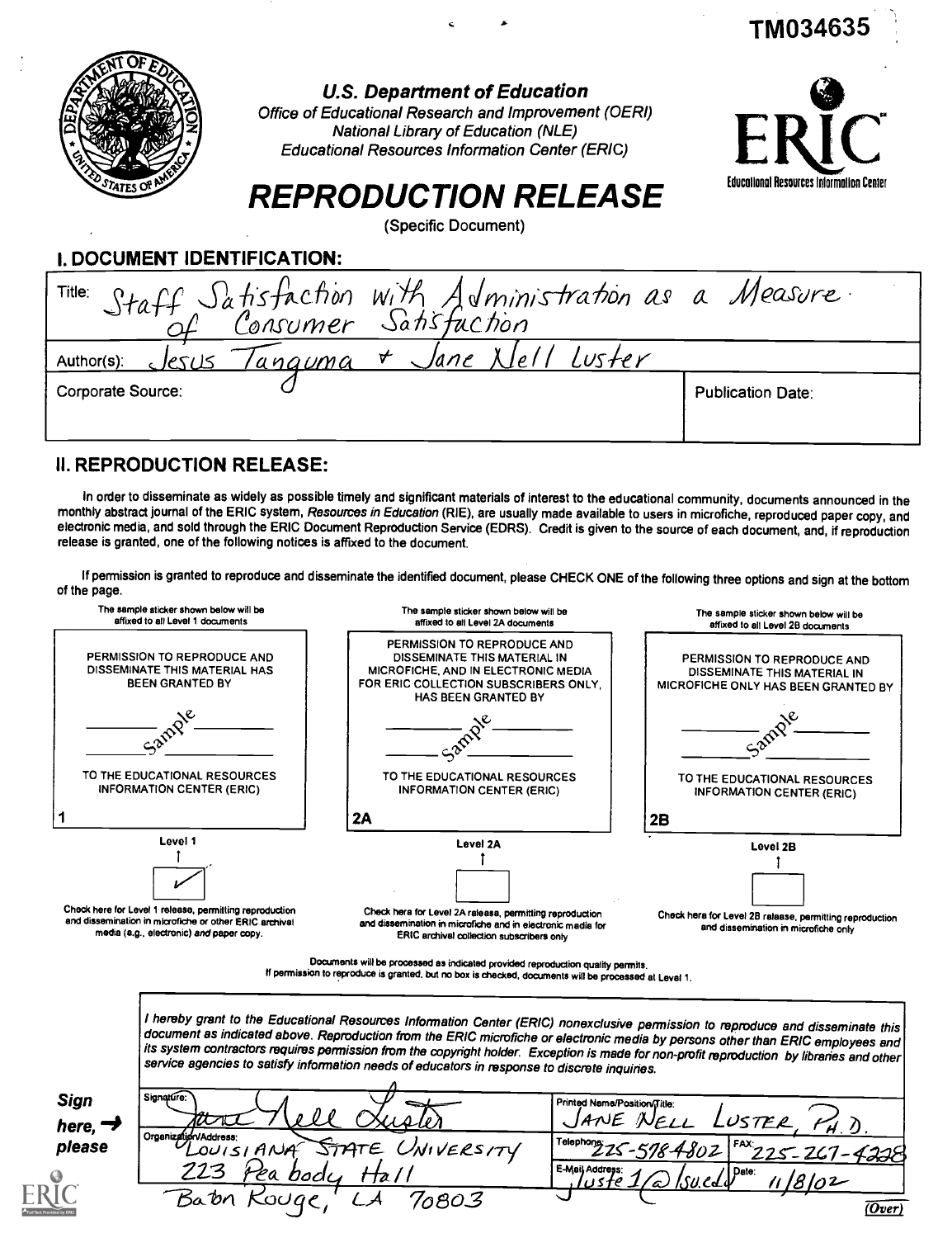TM034635

**U.S. Department of Education**
*Office of Educational Research and Improvement (OERI)*
*National Library of Education (NLE)*
*Educational Resources Information Center (ERIC)*

# REPRODUCTION RELEASE

(Specific Document)

## I. DOCUMENT IDENTIFICATION:

| | |
|---|---|
| Title: Staff Satisfaction with Administration as a Measure of Consumer Satisfaction | |
| Author(s): Jesus Tanguma & Jane Nell Luster | |
| Corporate Source: | Publication Date: |

## II. REPRODUCTION RELEASE:

In order to disseminate as widely as possible timely and significant materials of interest to the educational community, documents announced in the monthly abstract journal of the ERIC system, *Resources in Education* (RIE), are usually made available to users in microfiche, reproduced paper copy, and electronic media, and sold through the ERIC Document Reproduction Service (EDRS). Credit is given to the source of each document, and, if reproduction release is granted, one of the following notices is affixed to the document.

If permission is granted to reproduce and disseminate the identified document, please CHECK ONE of the following three options and sign at the bottom of the page.

| The sample sticker shown below will be affixed to all Level 1 documents | The sample sticker shown below will be affixed to all Level 2A documents | The sample sticker shown below will be affixed to all Level 2B documents |
|---|---|---|
| PERMISSION TO REPRODUCE AND DISSEMINATE THIS MATERIAL HAS BEEN GRANTED BY<br>Sample<br>TO THE EDUCATIONAL RESOURCES INFORMATION CENTER (ERIC) | PERMISSION TO REPRODUCE AND DISSEMINATE THIS MATERIAL IN MICROFICHE, AND IN ELECTRONIC MEDIA FOR ERIC COLLECTION SUBSCRIBERS ONLY, HAS BEEN GRANTED BY<br>Sample<br>TO THE EDUCATIONAL RESOURCES INFORMATION CENTER (ERIC) | PERMISSION TO REPRODUCE AND DISSEMINATE THIS MATERIAL IN MICROFICHE ONLY HAS BEEN GRANTED BY<br>Sample<br>TO THE EDUCATIONAL RESOURCES INFORMATION CENTER (ERIC) |
| 1 | 2A | 2B |
| Level 1 | Level 2A | Level 2B |
| ✓ | | |
| Check here for Level 1 release, permitting reproduction and dissemination in microfiche or other ERIC archival media (e.g., electronic) *and* paper copy. | Check here for Level 2A release, permitting reproduction and dissemination in microfiche and in electronic media for ERIC archival collection subscribers only | Check here for Level 2B release, permitting reproduction and dissemination in microfiche only |

Documents will be processed as indicated provided reproduction quality permits.
If permission to reproduce is granted, but no box is checked, documents will be processed at Level 1.

*I hereby grant to the Educational Resources Information Center (ERIC) nonexclusive permission to reproduce and disseminate this document as indicated above. Reproduction from the ERIC microfiche or electronic media by persons other than ERIC employees and its system contractors requires permission from the copyright holder. Exception is made for non-profit reproduction by libraries and other service agencies to satisfy information needs of educators in response to discrete inquiries.*

**Sign here, → please**

| | | |
|---|---|---|
| Signature: Jane Nell Luster | Printed Name/Position/Title: JANE NELL LUSTER, PH.D. | |
| Organization/Address: LOUISIANA STATE UNIVERSITY<br>223 Peabody Hall<br>Baton Rouge, LA 70803 | Telephone: 225-578-4802 | FAX: 225-267-4228 |
| | E-Mail Address: jluste1@lsu.edu | Date: 11/8/02 |

(Over)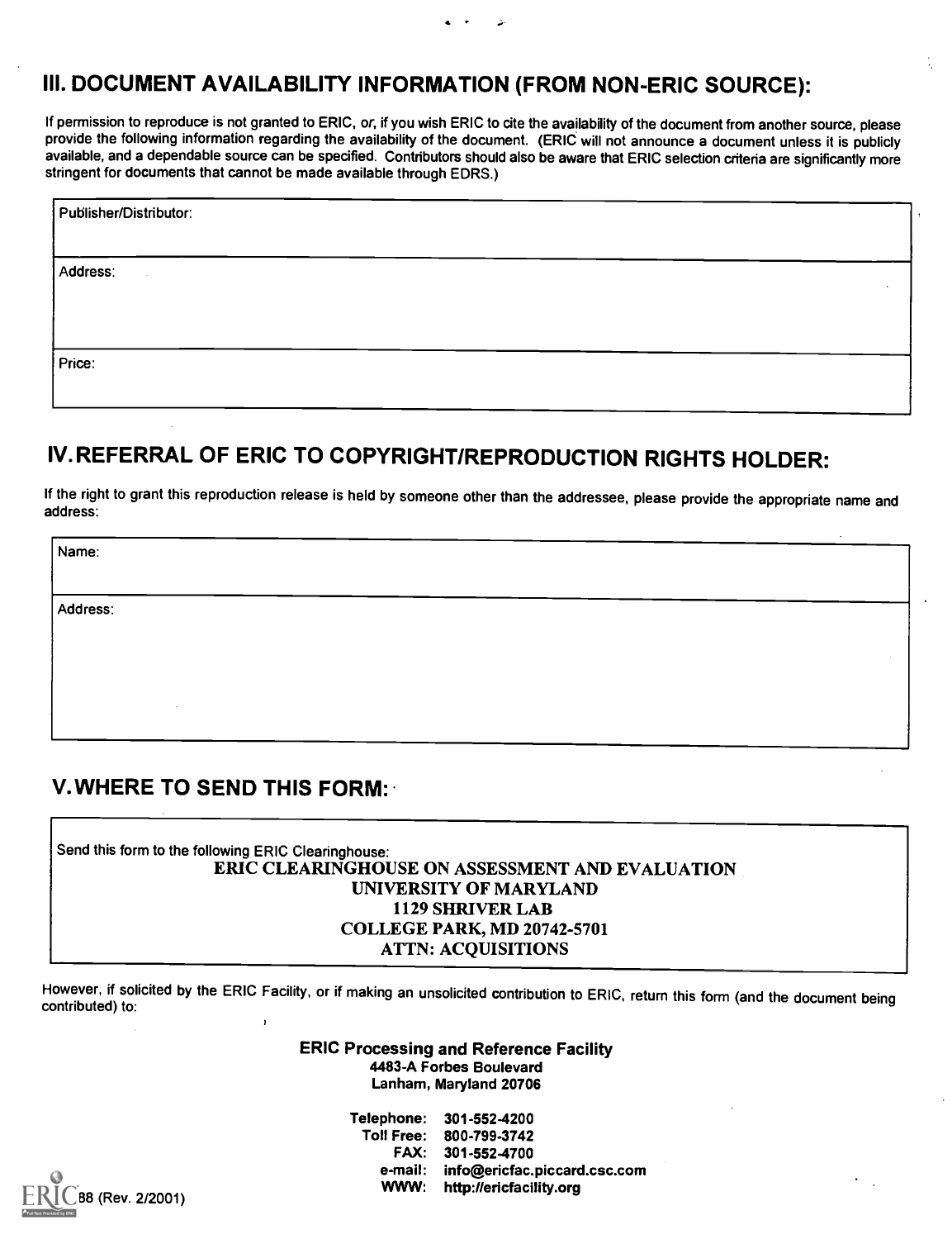## III. DOCUMENT AVAILABILITY INFORMATION (FROM NON-ERIC SOURCE):

If permission to reproduce is not granted to ERIC, or, if you wish ERIC to cite the availability of the document from another source, please provide the following information regarding the availability of the document. (ERIC will not announce a document unless it is publicly available, and a dependable source can be specified. Contributors should also be aware that ERIC selection criteria are significantly more stringent for documents that cannot be made available through EDRS.)

| |
|---|
| Publisher/Distributor: |
| Address: |
| Price: |

## IV. REFERRAL OF ERIC TO COPYRIGHT/REPRODUCTION RIGHTS HOLDER:

If the right to grant this reproduction release is held by someone other than the addressee, please provide the appropriate name and address:

| |
|---|
| Name: |
| Address: |

## V. WHERE TO SEND THIS FORM:

Send this form to the following ERIC Clearinghouse:

**ERIC CLEARINGHOUSE ON ASSESSMENT AND EVALUATION**
**UNIVERSITY OF MARYLAND**
**1129 SHRIVER LAB**
**COLLEGE PARK, MD 20742-5701**
**ATTN: ACQUISITIONS**

However, if solicited by the ERIC Facility, or if making an unsolicited contribution to ERIC, return this form (and the document being contributed) to:

**ERIC Processing and Reference Facility**
**4483-A Forbes Boulevard**
**Lanham, Maryland 20706**

**Telephone:** 301-552-4200
**Toll Free:** 800-799-3742
**FAX:** 301-552-4700
**e-mail:** info@ericfac.piccard.csc.com
**WWW:** http://ericfacility.org

EFF-088 (Rev. 2/2001)